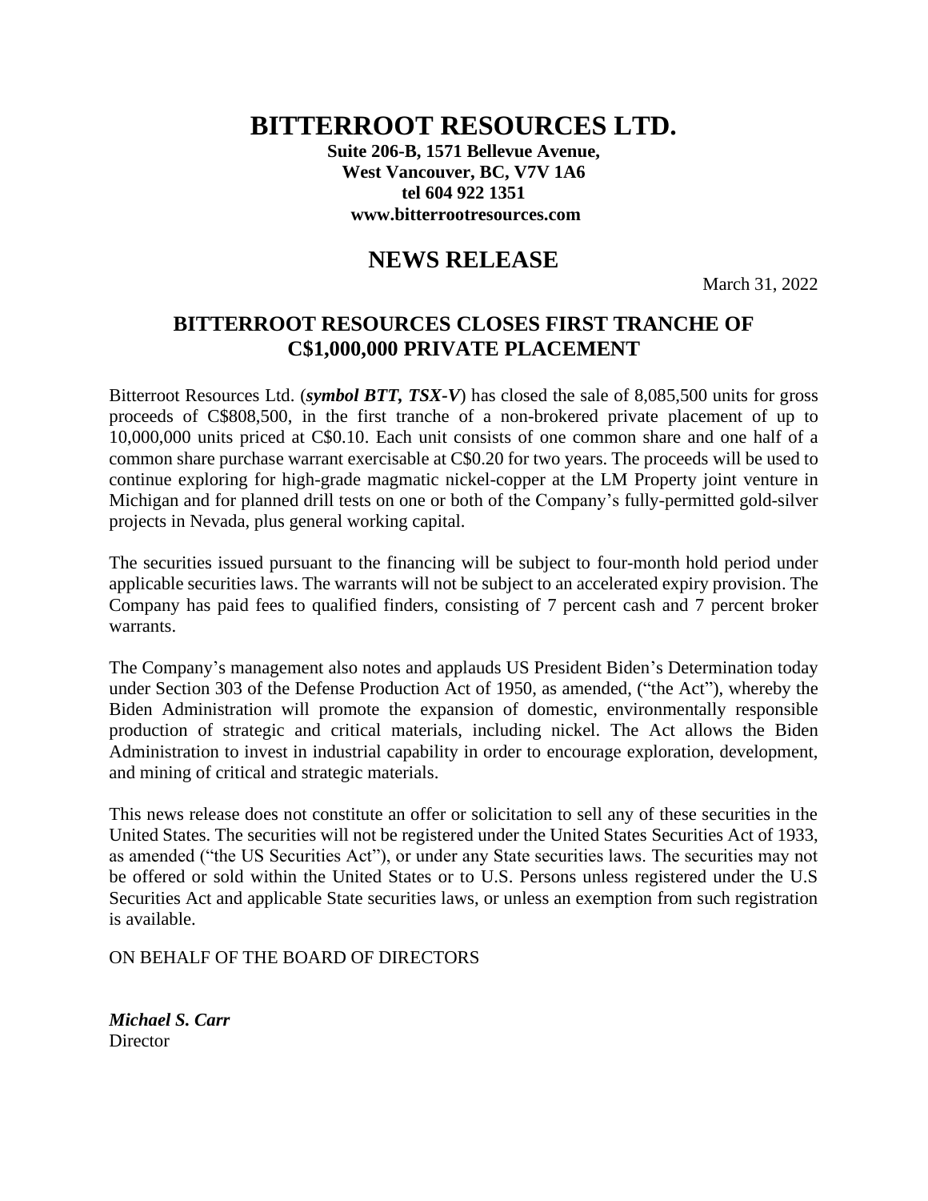# BITTERROOT RESOURCES LTD.

**Suite 206-B, 1571 Bellevue Avenue,**
**West Vancouver, BC, V7V 1A6**
**tel 604 922 1351**
**www.bitterrootresources.com**

## NEWS RELEASE

March 31, 2022

### BITTERROOT RESOURCES CLOSES FIRST TRANCHE OF C$1,000,000 PRIVATE PLACEMENT

Bitterroot Resources Ltd. (***symbol BTT, TSX-V***) has closed the sale of 8,085,500 units for gross proceeds of C$808,500, in the first tranche of a non-brokered private placement of up to 10,000,000 units priced at C$0.10. Each unit consists of one common share and one half of a common share purchase warrant exercisable at C$0.20 for two years. The proceeds will be used to continue exploring for high-grade magmatic nickel-copper at the LM Property joint venture in Michigan and for planned drill tests on one or both of the Company's fully-permitted gold-silver projects in Nevada, plus general working capital.

The securities issued pursuant to the financing will be subject to four-month hold period under applicable securities laws. The warrants will not be subject to an accelerated expiry provision. The Company has paid fees to qualified finders, consisting of 7 percent cash and 7 percent broker warrants.

The Company's management also notes and applauds US President Biden's Determination today under Section 303 of the Defense Production Act of 1950, as amended, ("the Act"), whereby the Biden Administration will promote the expansion of domestic, environmentally responsible production of strategic and critical materials, including nickel. The Act allows the Biden Administration to invest in industrial capability in order to encourage exploration, development, and mining of critical and strategic materials.

This news release does not constitute an offer or solicitation to sell any of these securities in the United States. The securities will not be registered under the United States Securities Act of 1933, as amended ("the US Securities Act"), or under any State securities laws. The securities may not be offered or sold within the United States or to U.S. Persons unless registered under the U.S Securities Act and applicable State securities laws, or unless an exemption from such registration is available.

ON BEHALF OF THE BOARD OF DIRECTORS

***Michael S. Carr***
Director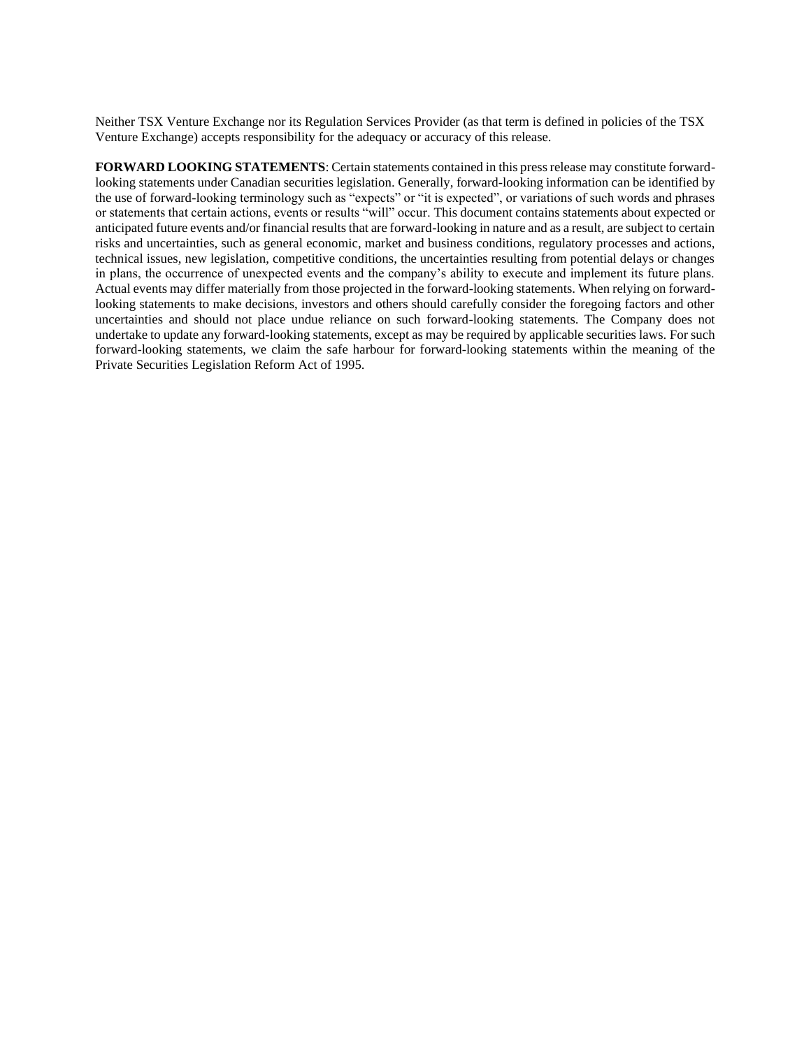Neither TSX Venture Exchange nor its Regulation Services Provider (as that term is defined in policies of the TSX Venture Exchange) accepts responsibility for the adequacy or accuracy of this release.

**FORWARD LOOKING STATEMENTS**: Certain statements contained in this press release may constitute forward-looking statements under Canadian securities legislation. Generally, forward-looking information can be identified by the use of forward-looking terminology such as "expects" or "it is expected", or variations of such words and phrases or statements that certain actions, events or results "will" occur. This document contains statements about expected or anticipated future events and/or financial results that are forward-looking in nature and as a result, are subject to certain risks and uncertainties, such as general economic, market and business conditions, regulatory processes and actions, technical issues, new legislation, competitive conditions, the uncertainties resulting from potential delays or changes in plans, the occurrence of unexpected events and the company's ability to execute and implement its future plans. Actual events may differ materially from those projected in the forward-looking statements. When relying on forward-looking statements to make decisions, investors and others should carefully consider the foregoing factors and other uncertainties and should not place undue reliance on such forward-looking statements. The Company does not undertake to update any forward-looking statements, except as may be required by applicable securities laws. For such forward-looking statements, we claim the safe harbour for forward-looking statements within the meaning of the Private Securities Legislation Reform Act of 1995.